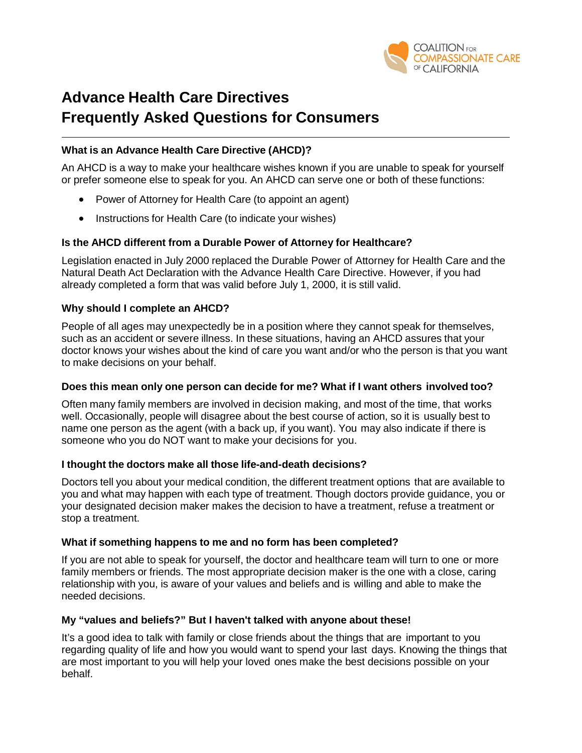COALITION FOR COMPASSIONATE CARE OF CALIFORNIA

# Advance Health Care Directives Frequently Asked Questions for Consumers

### What is an Advance Health Care Directive (AHCD)?

An AHCD is a way to make your healthcare wishes known if you are unable to speak for yourself or prefer someone else to speak for you. An AHCD can serve one or both of these functions:

- Power of Attorney for Health Care (to appoint an agent)
- Instructions for Health Care (to indicate your wishes)

### Is the AHCD different from a Durable Power of Attorney for Healthcare?

Legislation enacted in July 2000 replaced the Durable Power of Attorney for Health Care and the Natural Death Act Declaration with the Advance Health Care Directive. However, if you had already completed a form that was valid before July 1, 2000, it is still valid.

### Why should I complete an AHCD?

People of all ages may unexpectedly be in a position where they cannot speak for themselves, such as an accident or severe illness. In these situations, having an AHCD assures that your doctor knows your wishes about the kind of care you want and/or who the person is that you want to make decisions on your behalf.

### Does this mean only one person can decide for me? What if I want others involved too?

Often many family members are involved in decision making, and most of the time, that works well. Occasionally, people will disagree about the best course of action, so it is usually best to name one person as the agent (with a back up, if you want). You may also indicate if there is someone who you do NOT want to make your decisions for you.

### I thought the doctors make all those life-and-death decisions?

Doctors tell you about your medical condition, the different treatment options that are available to you and what may happen with each type of treatment. Though doctors provide guidance, you or your designated decision maker makes the decision to have a treatment, refuse a treatment or stop a treatment.

### What if something happens to me and no form has been completed?

If you are not able to speak for yourself, the doctor and healthcare team will turn to one or more family members or friends. The most appropriate decision maker is the one with a close, caring relationship with you, is aware of your values and beliefs and is willing and able to make the needed decisions.

### My "values and beliefs?" But I haven't talked with anyone about these!

It's a good idea to talk with family or close friends about the things that are important to you regarding quality of life and how you would want to spend your last days. Knowing the things that are most important to you will help your loved ones make the best decisions possible on your behalf.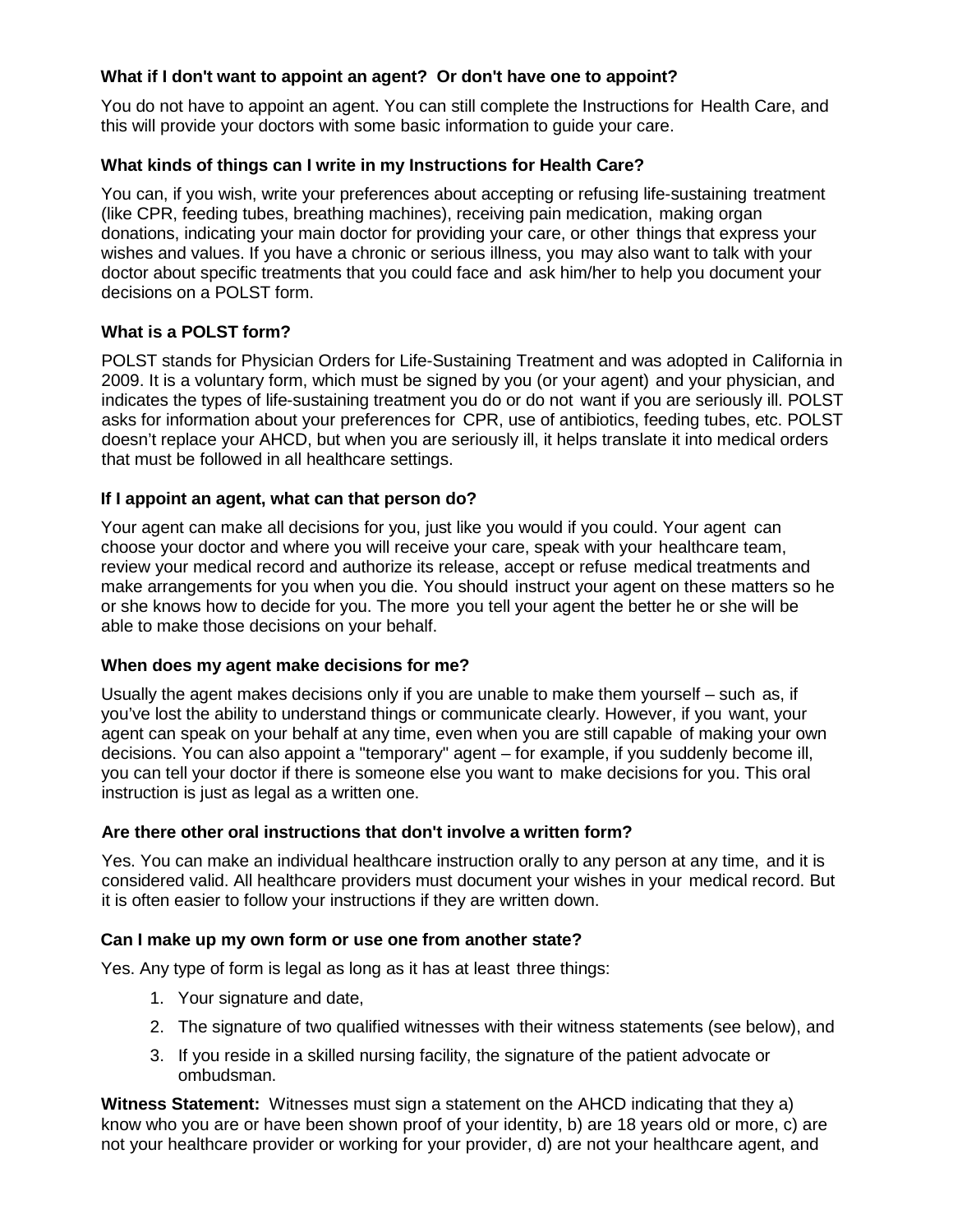### What if I don't want to appoint an agent? Or don't have one to appoint?

You do not have to appoint an agent. You can still complete the Instructions for Health Care, and this will provide your doctors with some basic information to guide your care.

### What kinds of things can I write in my Instructions for Health Care?

You can, if you wish, write your preferences about accepting or refusing life-sustaining treatment (like CPR, feeding tubes, breathing machines), receiving pain medication, making organ donations, indicating your main doctor for providing your care, or other things that express your wishes and values. If you have a chronic or serious illness, you may also want to talk with your doctor about specific treatments that you could face and ask him/her to help you document your decisions on a POLST form.

### What is a POLST form?

POLST stands for Physician Orders for Life-Sustaining Treatment and was adopted in California in 2009. It is a voluntary form, which must be signed by you (or your agent) and your physician, and indicates the types of life-sustaining treatment you do or do not want if you are seriously ill. POLST asks for information about your preferences for CPR, use of antibiotics, feeding tubes, etc. POLST doesn't replace your AHCD, but when you are seriously ill, it helps translate it into medical orders that must be followed in all healthcare settings.

### If I appoint an agent, what can that person do?

Your agent can make all decisions for you, just like you would if you could. Your agent can choose your doctor and where you will receive your care, speak with your healthcare team, review your medical record and authorize its release, accept or refuse medical treatments and make arrangements for you when you die. You should instruct your agent on these matters so he or she knows how to decide for you. The more you tell your agent the better he or she will be able to make those decisions on your behalf.

### When does my agent make decisions for me?

Usually the agent makes decisions only if you are unable to make them yourself – such as, if you've lost the ability to understand things or communicate clearly. However, if you want, your agent can speak on your behalf at any time, even when you are still capable of making your own decisions. You can also appoint a "temporary" agent – for example, if you suddenly become ill, you can tell your doctor if there is someone else you want to make decisions for you. This oral instruction is just as legal as a written one.

### Are there other oral instructions that don't involve a written form?

Yes. You can make an individual healthcare instruction orally to any person at any time, and it is considered valid. All healthcare providers must document your wishes in your medical record. But it is often easier to follow your instructions if they are written down.

### Can I make up my own form or use one from another state?

Yes. Any type of form is legal as long as it has at least three things:

1. Your signature and date,
2. The signature of two qualified witnesses with their witness statements (see below), and
3. If you reside in a skilled nursing facility, the signature of the patient advocate or ombudsman.

**Witness Statement:** Witnesses must sign a statement on the AHCD indicating that they a) know who you are or have been shown proof of your identity, b) are 18 years old or more, c) are not your healthcare provider or working for your provider, d) are not your healthcare agent, and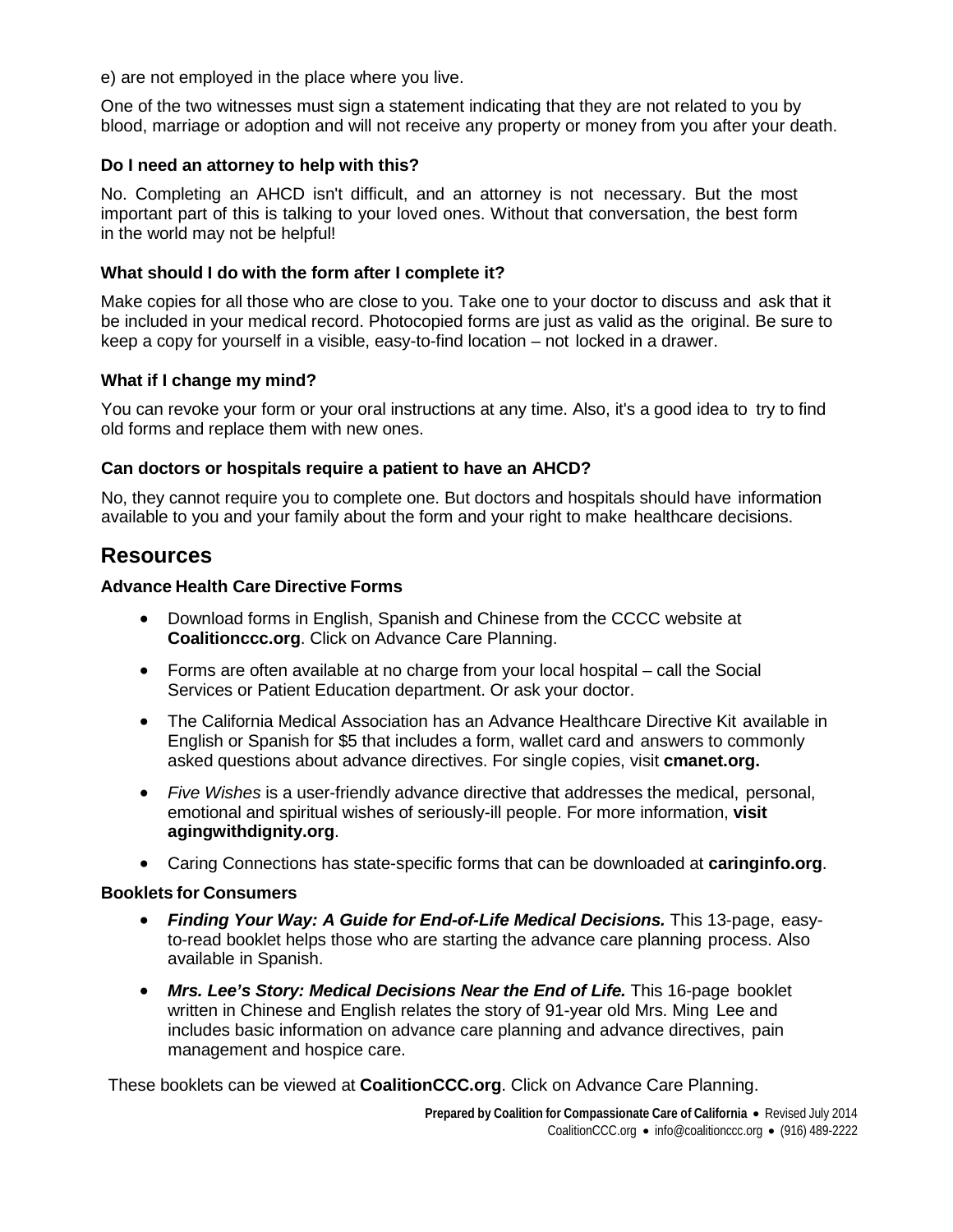e) are not employed in the place where you live.

One of the two witnesses must sign a statement indicating that they are not related to you by blood, marriage or adoption and will not receive any property or money from you after your death.

### Do I need an attorney to help with this?

No. Completing an AHCD isn't difficult, and an attorney is not necessary. But the most important part of this is talking to your loved ones. Without that conversation, the best form in the world may not be helpful!

### What should I do with the form after I complete it?

Make copies for all those who are close to you. Take one to your doctor to discuss and ask that it be included in your medical record. Photocopied forms are just as valid as the original. Be sure to keep a copy for yourself in a visible, easy-to-find location – not locked in a drawer.

### What if I change my mind?

You can revoke your form or your oral instructions at any time. Also, it's a good idea to try to find old forms and replace them with new ones.

### Can doctors or hospitals require a patient to have an AHCD?

No, they cannot require you to complete one. But doctors and hospitals should have information available to you and your family about the form and your right to make healthcare decisions.

## Resources

### Advance Health Care Directive Forms

- Download forms in English, Spanish and Chinese from the CCCC website at **Coalitionccc.org**. Click on Advance Care Planning.
- Forms are often available at no charge from your local hospital – call the Social Services or Patient Education department. Or ask your doctor.
- The California Medical Association has an Advance Healthcare Directive Kit available in English or Spanish for $5 that includes a form, wallet card and answers to commonly asked questions about advance directives. For single copies, visit **cmanet.org.**
- *Five Wishes* is a user-friendly advance directive that addresses the medical, personal, emotional and spiritual wishes of seriously-ill people. For more information, **visit agingwithdignity.org**.
- Caring Connections has state-specific forms that can be downloaded at **caringinfo.org**.

### Booklets for Consumers

- ***Finding Your Way: A Guide for End-of-Life Medical Decisions.*** This 13-page, easy-to-read booklet helps those who are starting the advance care planning process. Also available in Spanish.
- ***Mrs. Lee's Story: Medical Decisions Near the End of Life.*** This 16-page booklet written in Chinese and English relates the story of 91-year old Mrs. Ming Lee and includes basic information on advance care planning and advance directives, pain management and hospice care.

These booklets can be viewed at **CoalitionCCC.org**. Click on Advance Care Planning.

**Prepared by Coalition for Compassionate Care of California** • Revised July 2014
CoalitionCCC.org • info@coalitionccc.org • (916) 489-2222